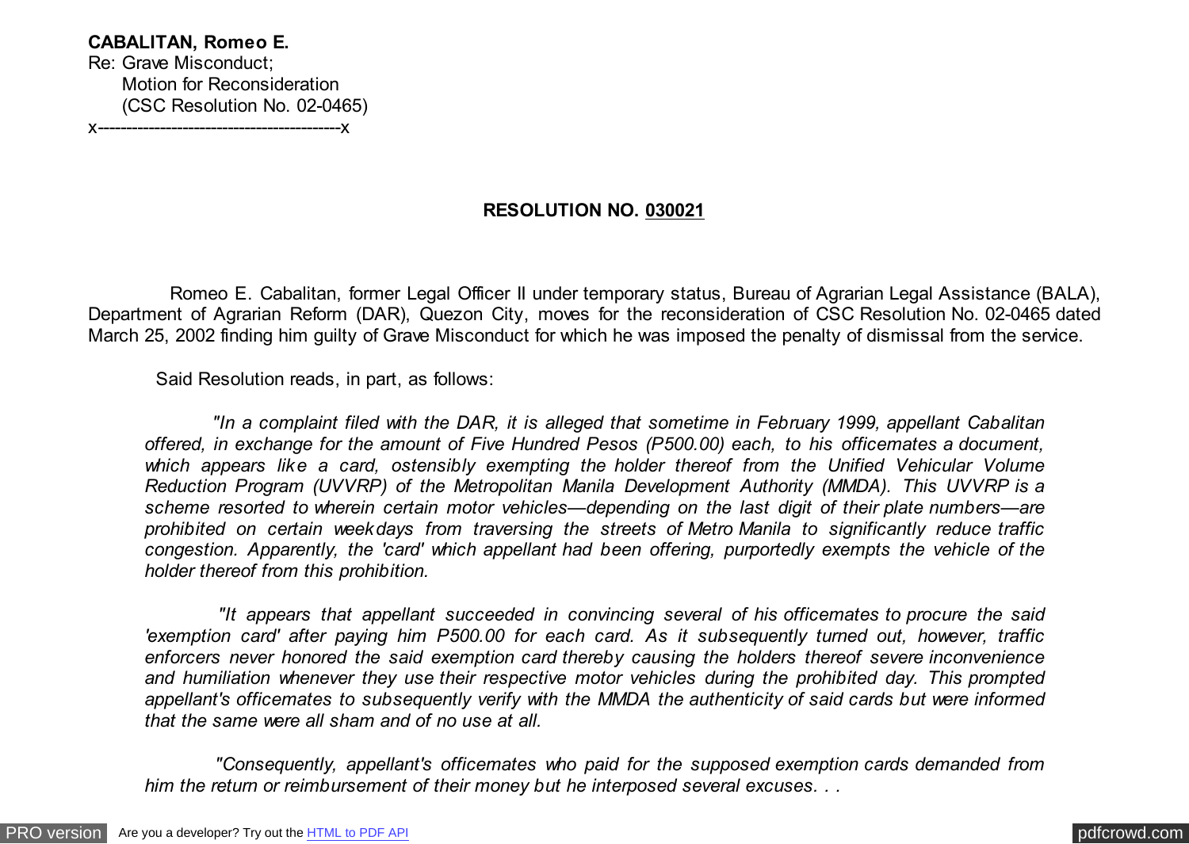**CABALITAN, Romeo E.**
Re: Grave Misconduct;
Motion for Reconsideration
(CSC Resolution No. 02-0465)
x-------------------------------------------x

**RESOLUTION NO. 030021**

Romeo E. Cabalitan, former Legal Officer II under temporary status, Bureau of Agrarian Legal Assistance (BALA), Department of Agrarian Reform (DAR), Quezon City, moves for the reconsideration of CSC Resolution No. 02-0465 dated March 25, 2002 finding him guilty of Grave Misconduct for which he was imposed the penalty of dismissal from the service.

Said Resolution reads, in part, as follows:

> *"In a complaint filed with the DAR, it is alleged that sometime in February 1999, appellant Cabalitan offered, in exchange for the amount of Five Hundred Pesos (P500.00) each, to his officemates a document, which appears like a card, ostensibly exempting the holder thereof from the Unified Vehicular Volume Reduction Program (UVVRP) of the Metropolitan Manila Development Authority (MMDA). This UVVRP is a scheme resorted to wherein certain motor vehicles—depending on the last digit of their plate numbers—are prohibited on certain weekdays from traversing the streets of Metro Manila to significantly reduce traffic congestion. Apparently, the 'card' which appellant had been offering, purportedly exempts the vehicle of the holder thereof from this prohibition.*
>
> *"It appears that appellant succeeded in convincing several of his officemates to procure the said 'exemption card' after paying him P500.00 for each card. As it subsequently turned out, however, traffic enforcers never honored the said exemption card thereby causing the holders thereof severe inconvenience and humiliation whenever they use their respective motor vehicles during the prohibited day. This prompted appellant's officemates to subsequently verify with the MMDA the authenticity of said cards but were informed that the same were all sham and of no use at all.*
>
> *"Consequently, appellant's officemates who paid for the supposed exemption cards demanded from him the return or reimbursement of their money but he interposed several excuses. . .*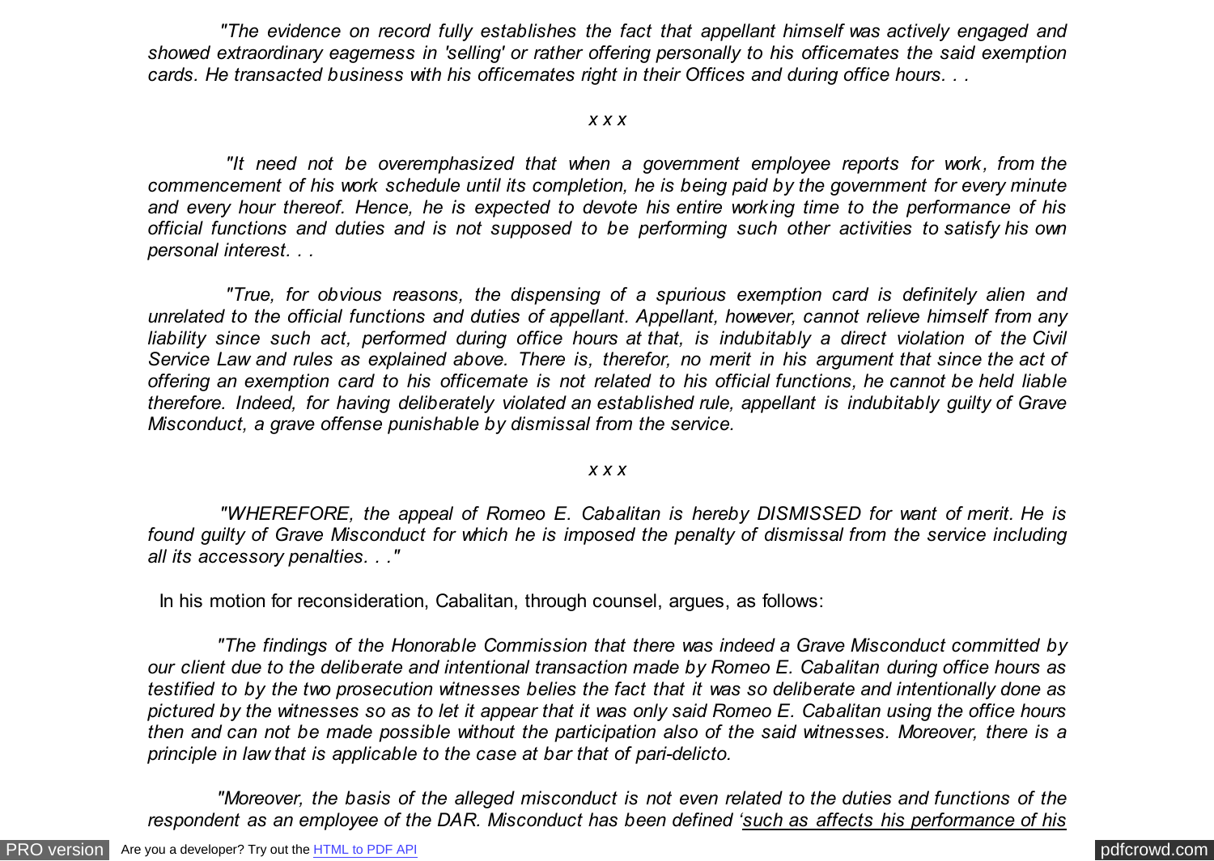*"The evidence on record fully establishes the fact that appellant himself was actively engaged and showed extraordinary eagerness in 'selling' or rather offering personally to his officemates the said exemption cards. He transacted business with his officemates right in their Offices and during office hours. . .*

*x x x*

*"It need not be overemphasized that when a government employee reports for work, from the commencement of his work schedule until its completion, he is being paid by the government for every minute and every hour thereof. Hence, he is expected to devote his entire working time to the performance of his official functions and duties and is not supposed to be performing such other activities to satisfy his own personal interest. . .*

*"True, for obvious reasons, the dispensing of a spurious exemption card is definitely alien and unrelated to the official functions and duties of appellant. Appellant, however, cannot relieve himself from any liability since such act, performed during office hours at that, is indubitably a direct violation of the Civil Service Law and rules as explained above. There is, therefor, no merit in his argument that since the act of offering an exemption card to his officemate is not related to his official functions, he cannot be held liable therefore. Indeed, for having deliberately violated an established rule, appellant is indubitably guilty of Grave Misconduct, a grave offense punishable by dismissal from the service.*

*x x x*

*"WHEREFORE, the appeal of Romeo E. Cabalitan is hereby DISMISSED for want of merit. He is found guilty of Grave Misconduct for which he is imposed the penalty of dismissal from the service including all its accessory penalties. . ."*

In his motion for reconsideration, Cabalitan, through counsel, argues, as follows:

*"The findings of the Honorable Commission that there was indeed a Grave Misconduct committed by our client due to the deliberate and intentional transaction made by Romeo E. Cabalitan during office hours as testified to by the two prosecution witnesses belies the fact that it was so deliberate and intentionally done as pictured by the witnesses so as to let it appear that it was only said Romeo E. Cabalitan using the office hours then and can not be made possible without the participation also of the said witnesses. Moreover, there is a principle in law that is applicable to the case at bar that of pari-delicto.*

*"Moreover, the basis of the alleged misconduct is not even related to the duties and functions of the respondent as an employee of the DAR. Misconduct has been defined '<u>such as affects his performance of his</u>*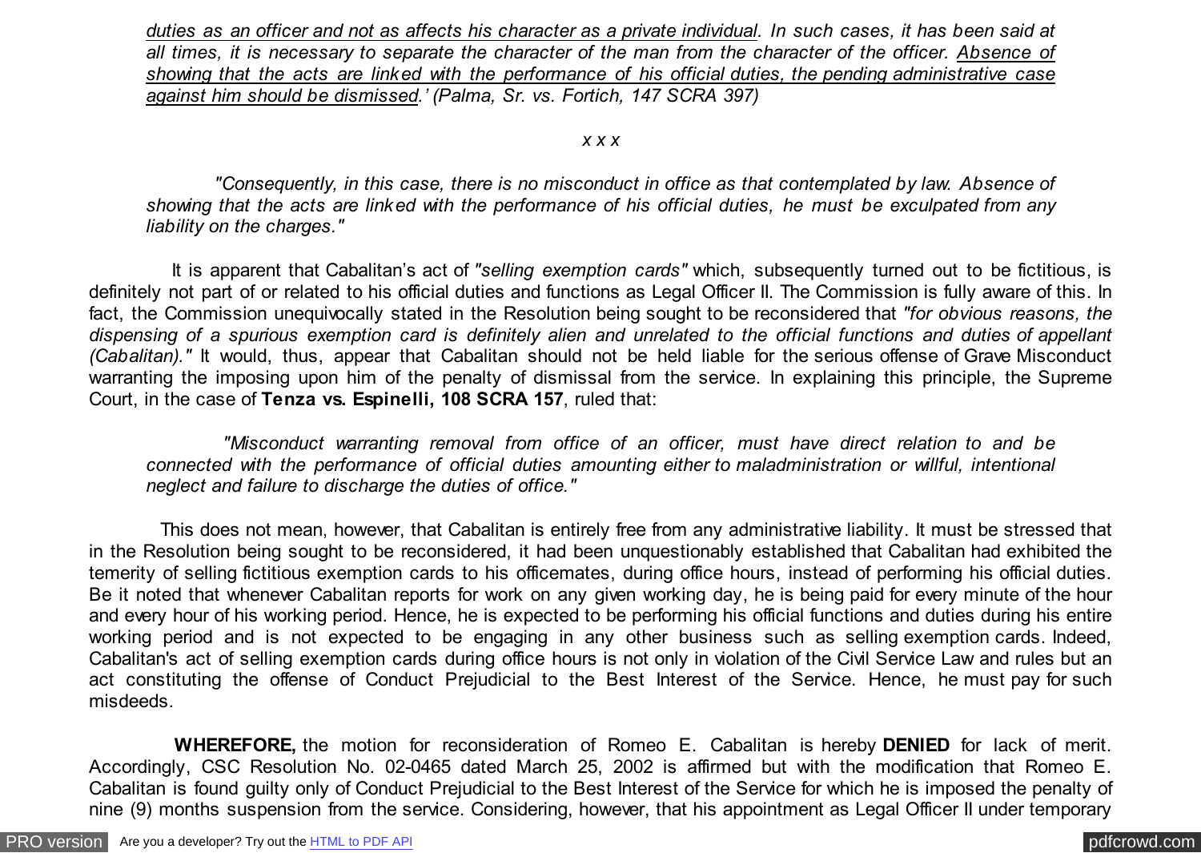*<u>duties as an officer and not as affects his character as a private individual</u>. In such cases, it has been said at all times, it is necessary to separate the character of the man from the character of the officer. <u>Absence of showing that the acts are linked with the performance of his official duties, the pending administrative case against him should be dismissed</u>.' (Palma, Sr. vs. Fortich, 147 SCRA 397)*

*x x x*

*"Consequently, in this case, there is no misconduct in office as that contemplated by law. Absence of showing that the acts are linked with the performance of his official duties, he must be exculpated from any liability on the charges."*

It is apparent that Cabalitan's act of *"selling exemption cards"* which, subsequently turned out to be fictitious, is definitely not part of or related to his official duties and functions as Legal Officer II. The Commission is fully aware of this. In fact, the Commission unequivocally stated in the Resolution being sought to be reconsidered that *"for obvious reasons, the dispensing of a spurious exemption card is definitely alien and unrelated to the official functions and duties of appellant (Cabalitan)."* It would, thus, appear that Cabalitan should not be held liable for the serious offense of Grave Misconduct warranting the imposing upon him of the penalty of dismissal from the service. In explaining this principle, the Supreme Court, in the case of **Tenza vs. Espinelli, 108 SCRA 157**, ruled that:

*"Misconduct warranting removal from office of an officer, must have direct relation to and be connected with the performance of official duties amounting either to maladministration or willful, intentional neglect and failure to discharge the duties of office."*

This does not mean, however, that Cabalitan is entirely free from any administrative liability. It must be stressed that in the Resolution being sought to be reconsidered, it had been unquestionably established that Cabalitan had exhibited the temerity of selling fictitious exemption cards to his officemates, during office hours, instead of performing his official duties. Be it noted that whenever Cabalitan reports for work on any given working day, he is being paid for every minute of the hour and every hour of his working period. Hence, he is expected to be performing his official functions and duties during his entire working period and is not expected to be engaging in any other business such as selling exemption cards. Indeed, Cabalitan's act of selling exemption cards during office hours is not only in violation of the Civil Service Law and rules but an act constituting the offense of Conduct Prejudicial to the Best Interest of the Service. Hence, he must pay for such misdeeds.

**WHEREFORE,** the motion for reconsideration of Romeo E. Cabalitan is hereby **DENIED** for lack of merit. Accordingly, CSC Resolution No. 02-0465 dated March 25, 2002 is affirmed but with the modification that Romeo E. Cabalitan is found guilty only of Conduct Prejudicial to the Best Interest of the Service for which he is imposed the penalty of nine (9) months suspension from the service. Considering, however, that his appointment as Legal Officer II under temporary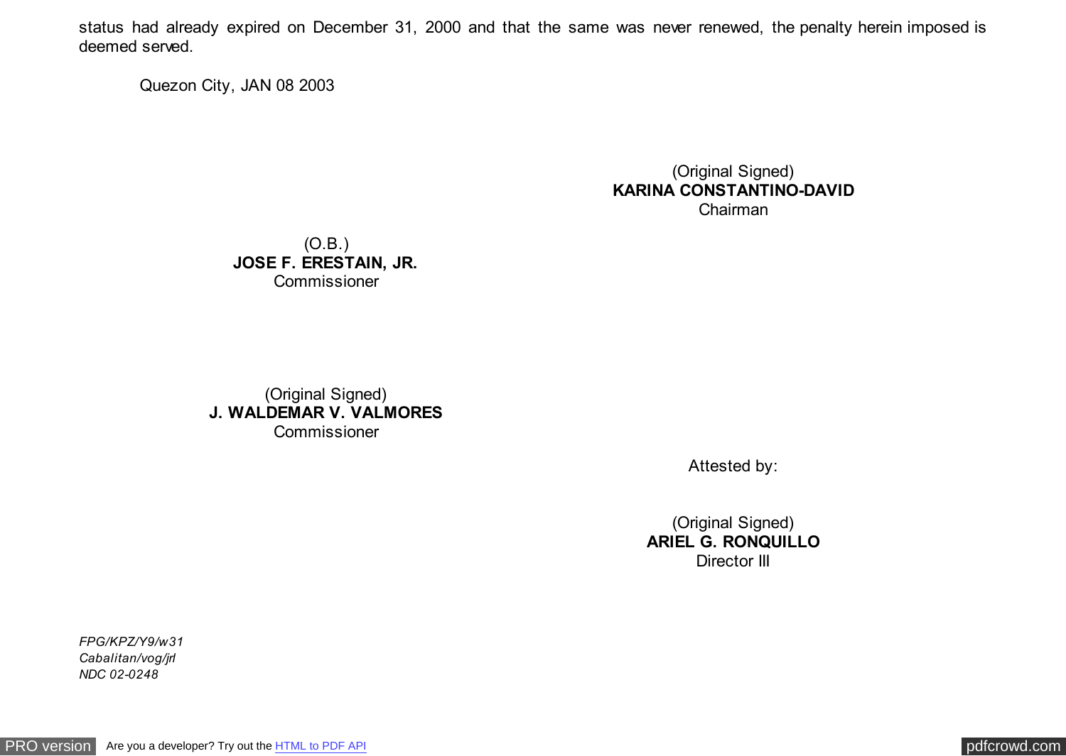status had already expired on December 31, 2000 and that the same was never renewed, the penalty herein imposed is deemed served.

Quezon City, JAN 08 2003

(Original Signed)
**KARINA CONSTANTINO-DAVID**
Chairman

(O.B.)
**JOSE F. ERESTAIN, JR.**
Commissioner

(Original Signed)
**J. WALDEMAR V. VALMORES**
Commissioner

Attested by:

(Original Signed)
**ARIEL G. RONQUILLO**
Director III

*FPG/KPZ/Y9/w31*
*Cabalitan/vog/jrl*
*NDC 02-0248*